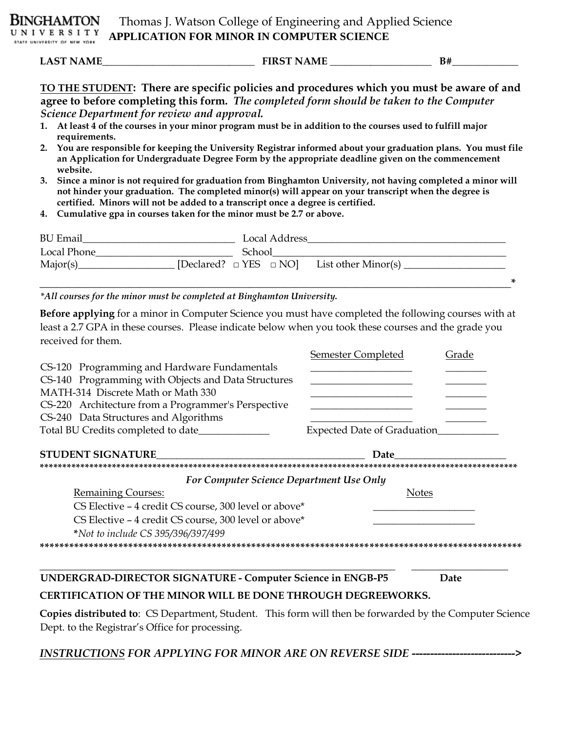**BINGHAMTON UNIVERSITY**
STATE UNIVERSITY OF NEW YORK

Thomas J. Watson College of Engineering and Applied Science

# APPLICATION FOR MINOR IN COMPUTER SCIENCE

**LAST NAME**______________________________ **FIRST NAME** ____________________ **B#**_____________

**TO THE STUDENT: There are specific policies and procedures which you must be aware of and agree to before completing this form.** ***The completed form should be taken to the Computer Science Department for review and approval.***

1. **At least 4 of the courses in your minor program must be in addition to the courses used to fulfill major requirements.**
2. **You are responsible for keeping the University Registrar informed about your graduation plans. You must file an Application for Undergraduate Degree Form by the appropriate deadline given on the commencement website.**
3. **Since a minor is not required for graduation from Binghamton University, not having completed a minor will not hinder your graduation. The completed minor(s) will appear on your transcript when the degree is certified. Minors will not be added to a transcript once a degree is certified.**
4. **Cumulative gpa in courses taken for the minor must be 2.7 or above.**

BU Email______________________________ Local Address_______________________________________

Local Phone___________________________ School____________________________________________

Major(s)___________________ [Declared? □ YES □ NO] List other Minor(s) ____________________

__________________________________________________________________________________________*

*\*All courses for the minor must be completed at Binghamton University.*

**Before applying** for a minor in Computer Science you must have completed the following courses with at least a 2.7 GPA in these courses. Please indicate below when you took these courses and the grade you received for them.

| Course | Semester Completed | Grade |
|---|---|---|
| CS-120 Programming and Hardware Fundamentals | ____________________ | ________ |
| CS-140 Programming with Objects and Data Structures | ____________________ | ________ |
| MATH-314 Discrete Math or Math 330 | ____________________ | ________ |
| CS-220 Architecture from a Programmer's Perspective | ____________________ | ________ |
| CS-240 Data Structures and Algorithms | ____________________ | ________ |

Total BU Credits completed to date______________ Expected Date of Graduation____________

**STUDENT SIGNATURE**__________________________________________ **Date**_____________________

*******************************************************************************************

*For Computer Science Department Use Only*

| Remaining Courses: | Notes |
|---|---|
| CS Elective – 4 credit CS course, 300 level or above* | ____________________ |
| CS Elective – 4 credit CS course, 300 level or above* | ____________________ |

**Not to include CS 395/396/397/499*

*******************************************************************************************

__________________________________________________________________________ ____________________

**UNDERGRAD-DIRECTOR SIGNATURE - Computer Science in ENGB-P5** **Date**

**CERTIFICATION OF THE MINOR WILL BE DONE THROUGH DEGREEWORKS.**

**Copies distributed to**: CS Department, Student. This form will then be forwarded by the Computer Science Dept. to the Registrar's Office for processing.

***INSTRUCTIONS FOR APPLYING FOR MINOR ARE ON REVERSE SIDE ---------------------------->***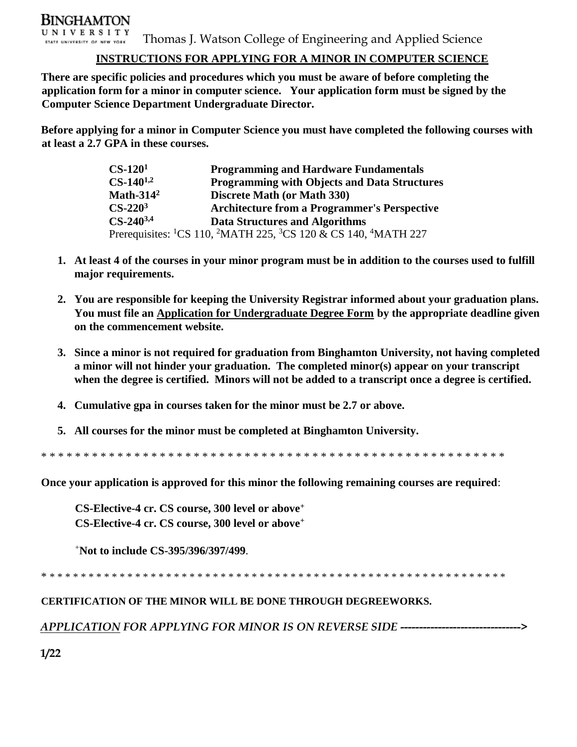BINGHAMTON UNIVERSITY STATE UNIVERSITY OF NEW YORK Thomas J. Watson College of Engineering and Applied Science

## INSTRUCTIONS FOR APPLYING FOR A MINOR IN COMPUTER SCIENCE

**There are specific policies and procedures which you must be aware of before completing the application form for a minor in computer science. Your application form must be signed by the Computer Science Department Undergraduate Director.**

**Before applying for a minor in Computer Science you must have completed the following courses with at least a 2.7 GPA in these courses.**

| | |
|---|---|
| **CS-120[1]** | **Programming and Hardware Fundamentals** |
| **CS-140[1,2]** | **Programming with Objects and Data Structures** |
| **Math-314[2]** | **Discrete Math (or Math 330)** |
| **CS-220[3]** | **Architecture from a Programmer's Perspective** |
| **CS-240[3,4]** | **Data Structures and Algorithms** |

Prerequisites: [1]CS 110, [2]MATH 225, [3]CS 120 & CS 140, [4]MATH 227

1. **At least 4 of the courses in your minor program must be in addition to the courses used to fulfill major requirements.**
2. **You are responsible for keeping the University Registrar informed about your graduation plans. You must file an Application for Undergraduate Degree Form by the appropriate deadline given on the commencement website.**
3. **Since a minor is not required for graduation from Binghamton University, not having completed a minor will not hinder your graduation. The completed minor(s) appear on your transcript when the degree is certified. Minors will not be added to a transcript once a degree is certified.**
4. **Cumulative gpa in courses taken for the minor must be 2.7 or above.**
5. **All courses for the minor must be completed at Binghamton University.**

* * * * * * * * * * * * * * * * * * * * * * * * * * * * * * * * * * * * * * * * * * * * * * * * * * * * * *

**Once your application is approved for this minor the following remaining courses are required**:

**CS-Elective-4 cr. CS course, 300 level or above[+]**
**CS-Elective-4 cr. CS course, 300 level or above[+]**

[+]**Not to include CS-395/396/397/499**.

* * * * * * * * * * * * * * * * * * * * * * * * * * * * * * * * * * * * * * * * * * * * * * * * * * * * * *

**CERTIFICATION OF THE MINOR WILL BE DONE THROUGH DEGREEWORKS.**

***APPLICATION FOR APPLYING FOR MINOR IS ON REVERSE SIDE -------------------------------->***

**1/22**